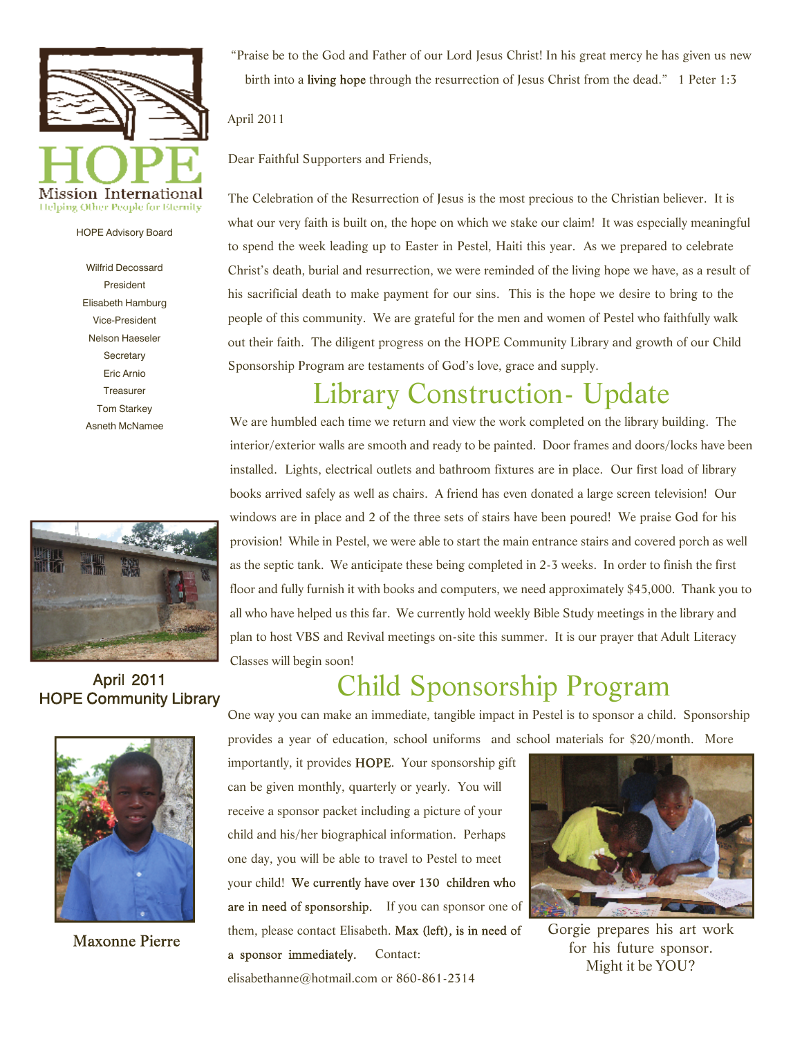HOPE Mission International

Helping Other People for Eternity

HOPE Advisory Board

Wilfrid Decossard
President
Elisabeth Hamburg
Vice-President
Nelson Haeseler
Secretary
Eric Arnio
Treasurer
Tom Starkey
Asneth McNamee

"Praise be to the God and Father of our Lord Jesus Christ! In his great mercy he has given us new birth into a **living hope** through the resurrection of Jesus Christ from the dead." 1 Peter 1:3

April 2011

Dear Faithful Supporters and Friends,

The Celebration of the Resurrection of Jesus is the most precious to the Christian believer. It is what our very faith is built on, the hope on which we stake our claim! It was especially meaningful to spend the week leading up to Easter in Pestel, Haiti this year. As we prepared to celebrate Christ's death, burial and resurrection, we were reminded of the living hope we have, as a result of his sacrificial death to make payment for our sins. This is the hope we desire to bring to the people of this community. We are grateful for the men and women of Pestel who faithfully walk out their faith. The diligent progress on the HOPE Community Library and growth of our Child Sponsorship Program are testaments of God's love, grace and supply.

## Library Construction- Update

We are humbled each time we return and view the work completed on the library building. The interior/exterior walls are smooth and ready to be painted. Door frames and doors/locks have been installed. Lights, electrical outlets and bathroom fixtures are in place. Our first load of library books arrived safely as well as chairs. A friend has even donated a large screen television! Our windows are in place and 2 of the three sets of stairs have been poured! We praise God for his provision! While in Pestel, we were able to start the main entrance stairs and covered porch as well as the septic tank. We anticipate these being completed in 2-3 weeks. In order to finish the first floor and fully furnish it with books and computers, we need approximately $45,000. Thank you to all who have helped us this far. We currently hold weekly Bible Study meetings in the library and plan to host VBS and Revival meetings on-site this summer. It is our prayer that Adult Literacy Classes will begin soon!

April 2011
HOPE Community Library

## Child Sponsorship Program

One way you can make an immediate, tangible impact in Pestel is to sponsor a child. Sponsorship provides a year of education, school uniforms and school materials for $20/month. More importantly, it provides **HOPE**. Your sponsorship gift can be given monthly, quarterly or yearly. You will receive a sponsor packet including a picture of your child and his/her biographical information. Perhaps one day, you will be able to travel to Pestel to meet your child! **We currently have over 130 children who are in need of sponsorship.** If you can sponsor one of them, please contact Elisabeth. **Max (left), is in need of a sponsor immediately.** Contact: elisabethanne@hotmail.com or 860-861-2314

Maxonne Pierre

Gorgie prepares his art work for his future sponsor. Might it be YOU?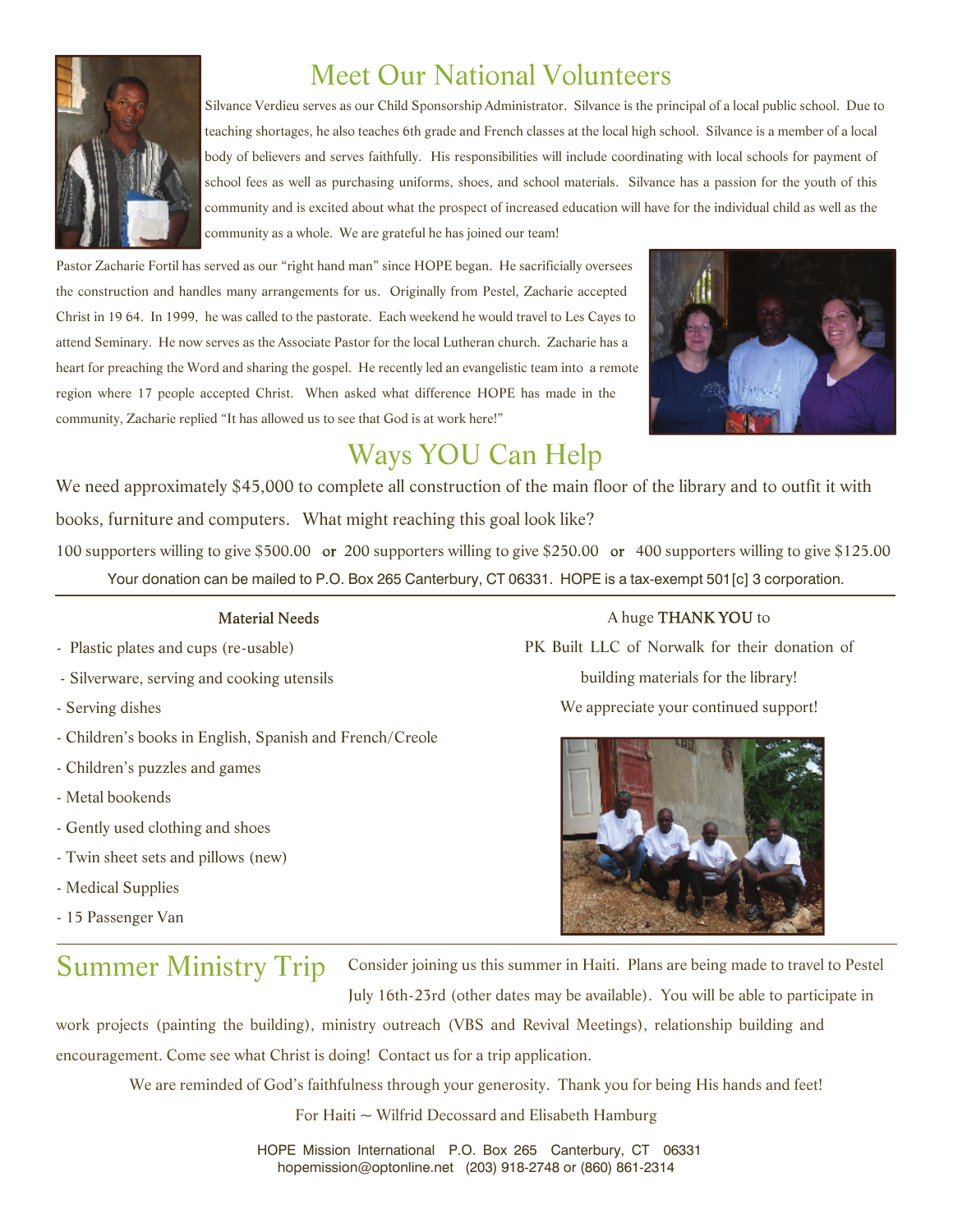## Meet Our National Volunteers

Silvance Verdieu serves as our Child Sponsorship Administrator. Silvance is the principal of a local public school. Due to teaching shortages, he also teaches 6th grade and French classes at the local high school. Silvance is a member of a local body of believers and serves faithfully. His responsibilities will include coordinating with local schools for payment of school fees as well as purchasing uniforms, shoes, and school materials. Silvance has a passion for the youth of this community and is excited about what the prospect of increased education will have for the individual child as well as the community as a whole. We are grateful he has joined our team!

Pastor Zacharie Fortil has served as our "right hand man" since HOPE began. He sacrificially oversees the construction and handles many arrangements for us. Originally from Pestel, Zacharie accepted Christ in 19 64. In 1999, he was called to the pastorate. Each weekend he would travel to Les Cayes to attend Seminary. He now serves as the Associate Pastor for the local Lutheran church. Zacharie has a heart for preaching the Word and sharing the gospel. He recently led an evangelistic team into a remote region where 17 people accepted Christ. When asked what difference HOPE has made in the community, Zacharie replied "It has allowed us to see that God is at work here!"

## Ways YOU Can Help

We need approximately $45,000 to complete all construction of the main floor of the library and to outfit it with books, furniture and computers. What might reaching this goal look like?

100 supporters willing to give $500.00 **or** 200 supporters willing to give $250.00 **or** 400 supporters willing to give $125.00

Your donation can be mailed to P.O. Box 265 Canterbury, CT 06331. HOPE is a tax-exempt 501[c] 3 corporation.

### Material Needs

- Plastic plates and cups (re-usable)
- Silverware, serving and cooking utensils
- Serving dishes
- Children's books in English, Spanish and French/Creole
- Children's puzzles and games
- Metal bookends
- Gently used clothing and shoes
- Twin sheet sets and pillows (new)
- Medical Supplies
- 15 Passenger Van

A huge **THANK YOU** to PK Built LLC of Norwalk for their donation of building materials for the library! We appreciate your continued support!

## Summer Ministry Trip

Consider joining us this summer in Haiti. Plans are being made to travel to Pestel July 16th-23rd (other dates may be available). You will be able to participate in work projects (painting the building), ministry outreach (VBS and Revival Meetings), relationship building and encouragement. Come see what Christ is doing! Contact us for a trip application.

We are reminded of God's faithfulness through your generosity. Thank you for being His hands and feet!

For Haiti ~ Wilfrid Decossard and Elisabeth Hamburg

HOPE Mission International P.O. Box 265 Canterbury, CT 06331
hopemission@optonline.net (203) 918-2748 or (860) 861-2314